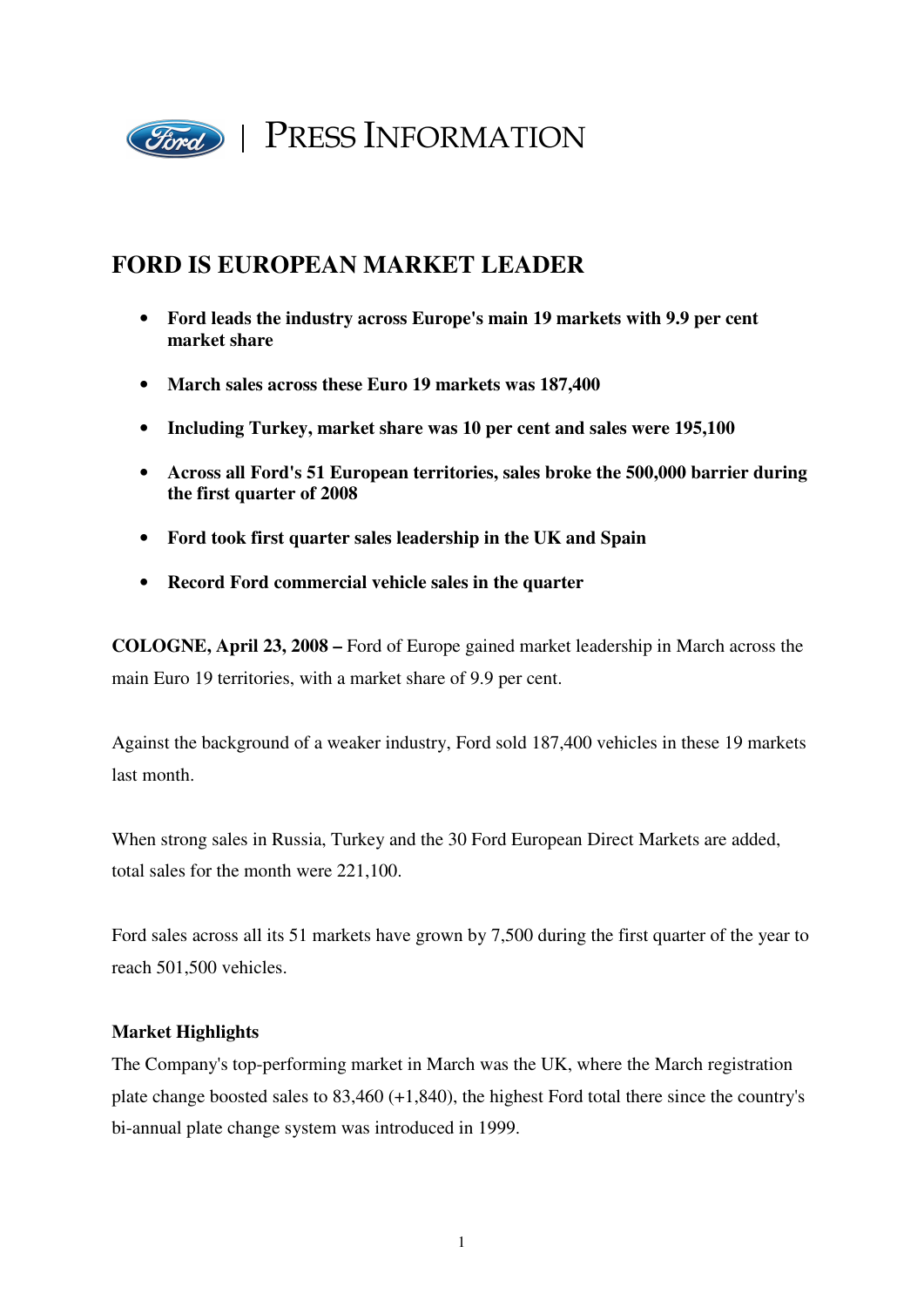PRESS INFORMATION

# FORD IS EUROPEAN MARKET LEADER

- **Ford leads the industry across Europe's main 19 markets with 9.9 per cent market share**
- **March sales across these Euro 19 markets was 187,400**
- **Including Turkey, market share was 10 per cent and sales were 195,100**
- **Across all Ford's 51 European territories, sales broke the 500,000 barrier during the first quarter of 2008**
- **Ford took first quarter sales leadership in the UK and Spain**
- **Record Ford commercial vehicle sales in the quarter**

**COLOGNE, April 23, 2008 –** Ford of Europe gained market leadership in March across the main Euro 19 territories, with a market share of 9.9 per cent.

Against the background of a weaker industry, Ford sold 187,400 vehicles in these 19 markets last month.

When strong sales in Russia, Turkey and the 30 Ford European Direct Markets are added, total sales for the month were 221,100.

Ford sales across all its 51 markets have grown by 7,500 during the first quarter of the year to reach 501,500 vehicles.

**Market Highlights**

The Company's top-performing market in March was the UK, where the March registration plate change boosted sales to 83,460 (+1,840), the highest Ford total there since the country's bi-annual plate change system was introduced in 1999.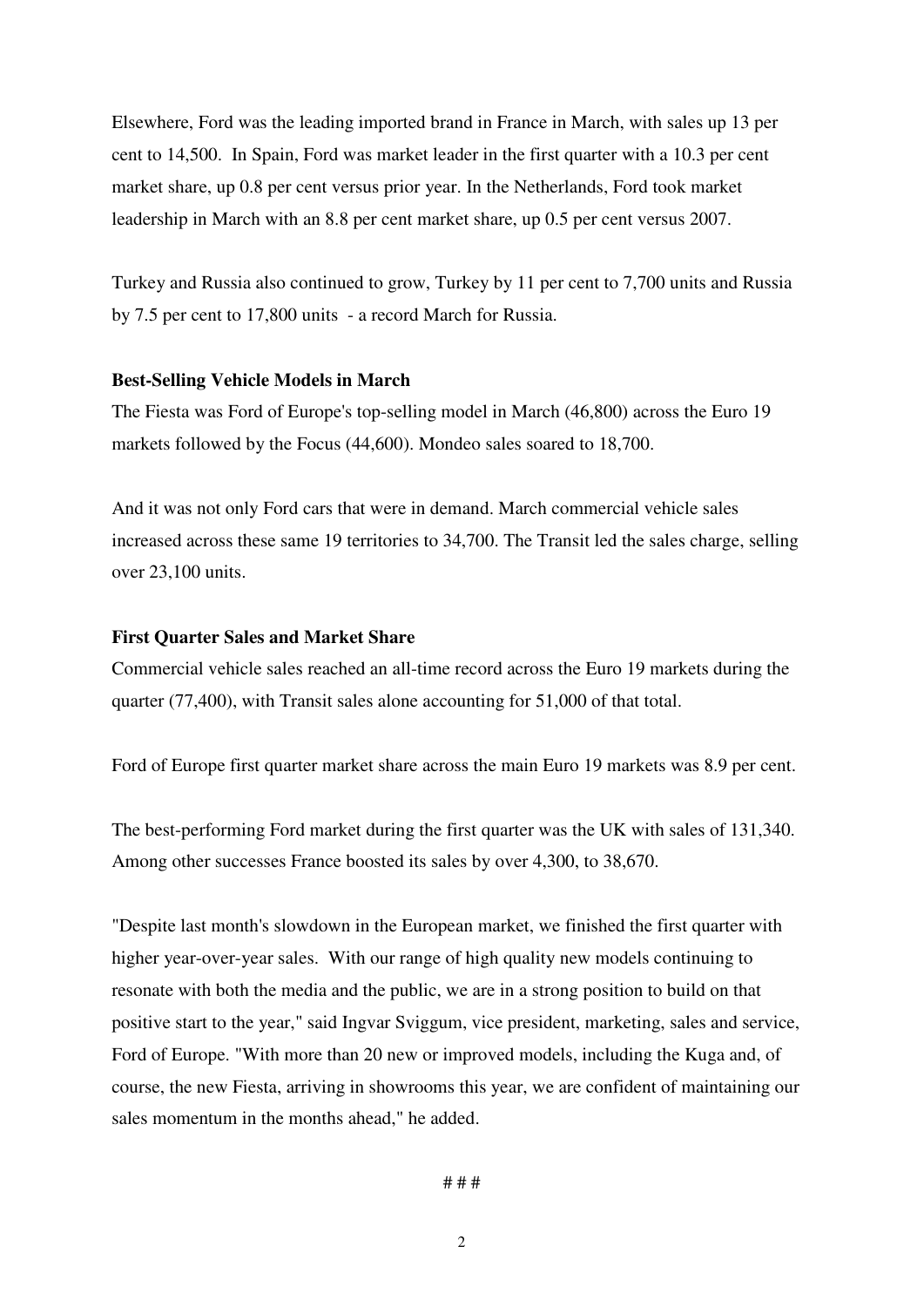Elsewhere, Ford was the leading imported brand in France in March, with sales up 13 per cent to 14,500. In Spain, Ford was market leader in the first quarter with a 10.3 per cent market share, up 0.8 per cent versus prior year. In the Netherlands, Ford took market leadership in March with an 8.8 per cent market share, up 0.5 per cent versus 2007.

Turkey and Russia also continued to grow, Turkey by 11 per cent to 7,700 units and Russia by 7.5 per cent to 17,800 units - a record March for Russia.

**Best-Selling Vehicle Models in March**

The Fiesta was Ford of Europe's top-selling model in March (46,800) across the Euro 19 markets followed by the Focus (44,600). Mondeo sales soared to 18,700.

And it was not only Ford cars that were in demand. March commercial vehicle sales increased across these same 19 territories to 34,700. The Transit led the sales charge, selling over 23,100 units.

**First Quarter Sales and Market Share**

Commercial vehicle sales reached an all-time record across the Euro 19 markets during the quarter (77,400), with Transit sales alone accounting for 51,000 of that total.

Ford of Europe first quarter market share across the main Euro 19 markets was 8.9 per cent.

The best-performing Ford market during the first quarter was the UK with sales of 131,340. Among other successes France boosted its sales by over 4,300, to 38,670.

"Despite last month's slowdown in the European market, we finished the first quarter with higher year-over-year sales. With our range of high quality new models continuing to resonate with both the media and the public, we are in a strong position to build on that positive start to the year," said Ingvar Sviggum, vice president, marketing, sales and service, Ford of Europe. "With more than 20 new or improved models, including the Kuga and, of course, the new Fiesta, arriving in showrooms this year, we are confident of maintaining our sales momentum in the months ahead," he added.

# # #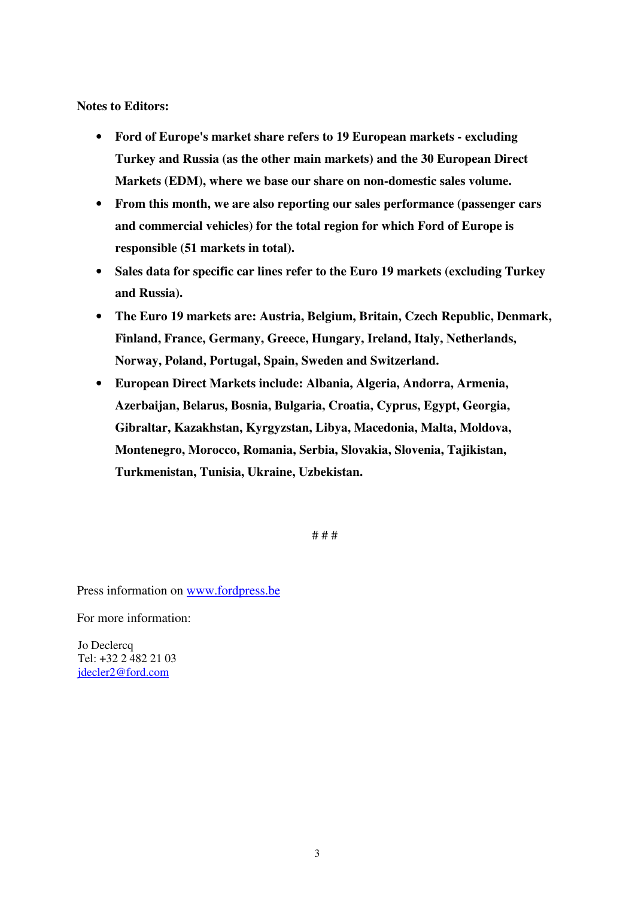**Notes to Editors:**

- **Ford of Europe's market share refers to 19 European markets - excluding Turkey and Russia (as the other main markets) and the 30 European Direct Markets (EDM), where we base our share on non-domestic sales volume.**
- **From this month, we are also reporting our sales performance (passenger cars and commercial vehicles) for the total region for which Ford of Europe is responsible (51 markets in total).**
- **Sales data for specific car lines refer to the Euro 19 markets (excluding Turkey and Russia).**
- **The Euro 19 markets are: Austria, Belgium, Britain, Czech Republic, Denmark, Finland, France, Germany, Greece, Hungary, Ireland, Italy, Netherlands, Norway, Poland, Portugal, Spain, Sweden and Switzerland.**
- **European Direct Markets include: Albania, Algeria, Andorra, Armenia, Azerbaijan, Belarus, Bosnia, Bulgaria, Croatia, Cyprus, Egypt, Georgia, Gibraltar, Kazakhstan, Kyrgyzstan, Libya, Macedonia, Malta, Moldova, Montenegro, Morocco, Romania, Serbia, Slovakia, Slovenia, Tajikistan, Turkmenistan, Tunisia, Ukraine, Uzbekistan.**

# # #

Press information on www.fordpress.be

For more information:

Jo Declercq
Tel: +32 2 482 21 03
jdecler2@ford.com